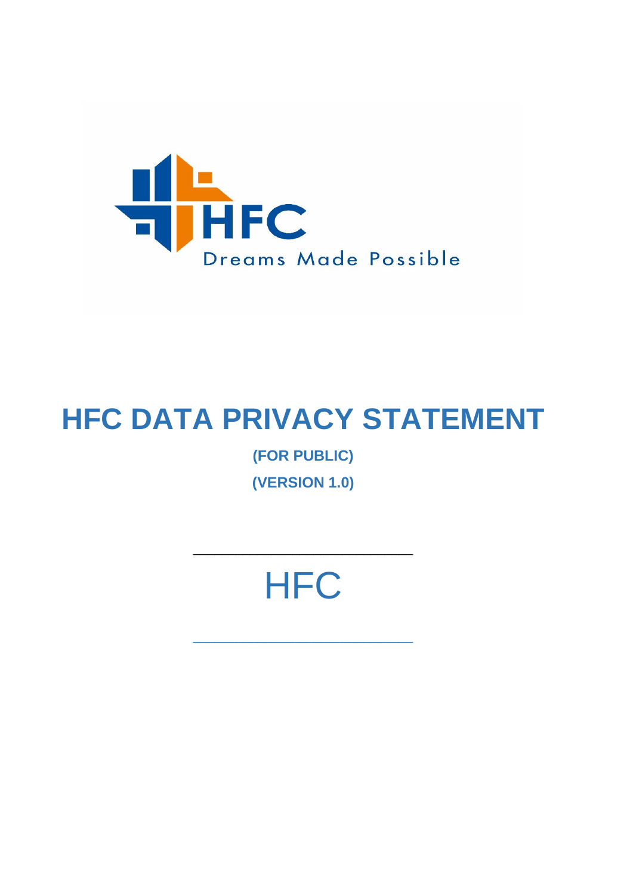# HFC DATA PRIVACY STATEMENT

**(FOR PUBLIC)**

**(VERSION 1.0)**

HFC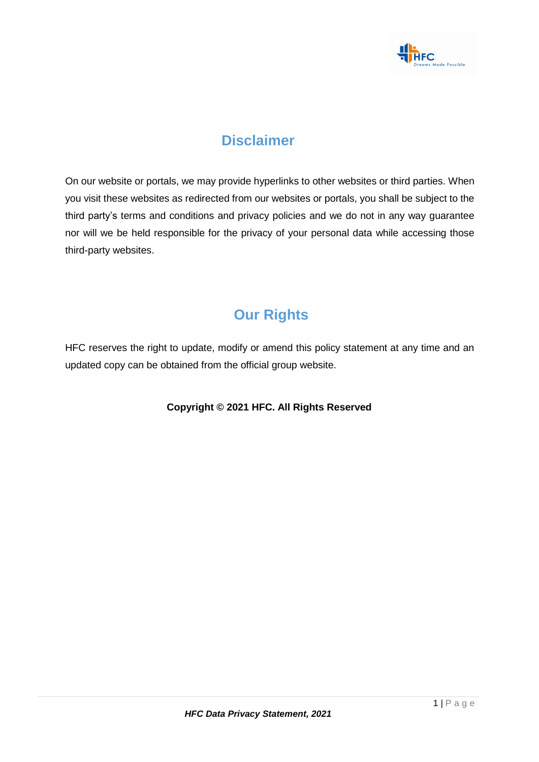## Disclaimer

On our website or portals, we may provide hyperlinks to other websites or third parties. When you visit these websites as redirected from our websites or portals, you shall be subject to the third party's terms and conditions and privacy policies and we do not in any way guarantee nor will we be held responsible for the privacy of your personal data while accessing those third-party websites.

## Our Rights

HFC reserves the right to update, modify or amend this policy statement at any time and an updated copy can be obtained from the official group website.

**Copyright © 2021 HFC. All Rights Reserved**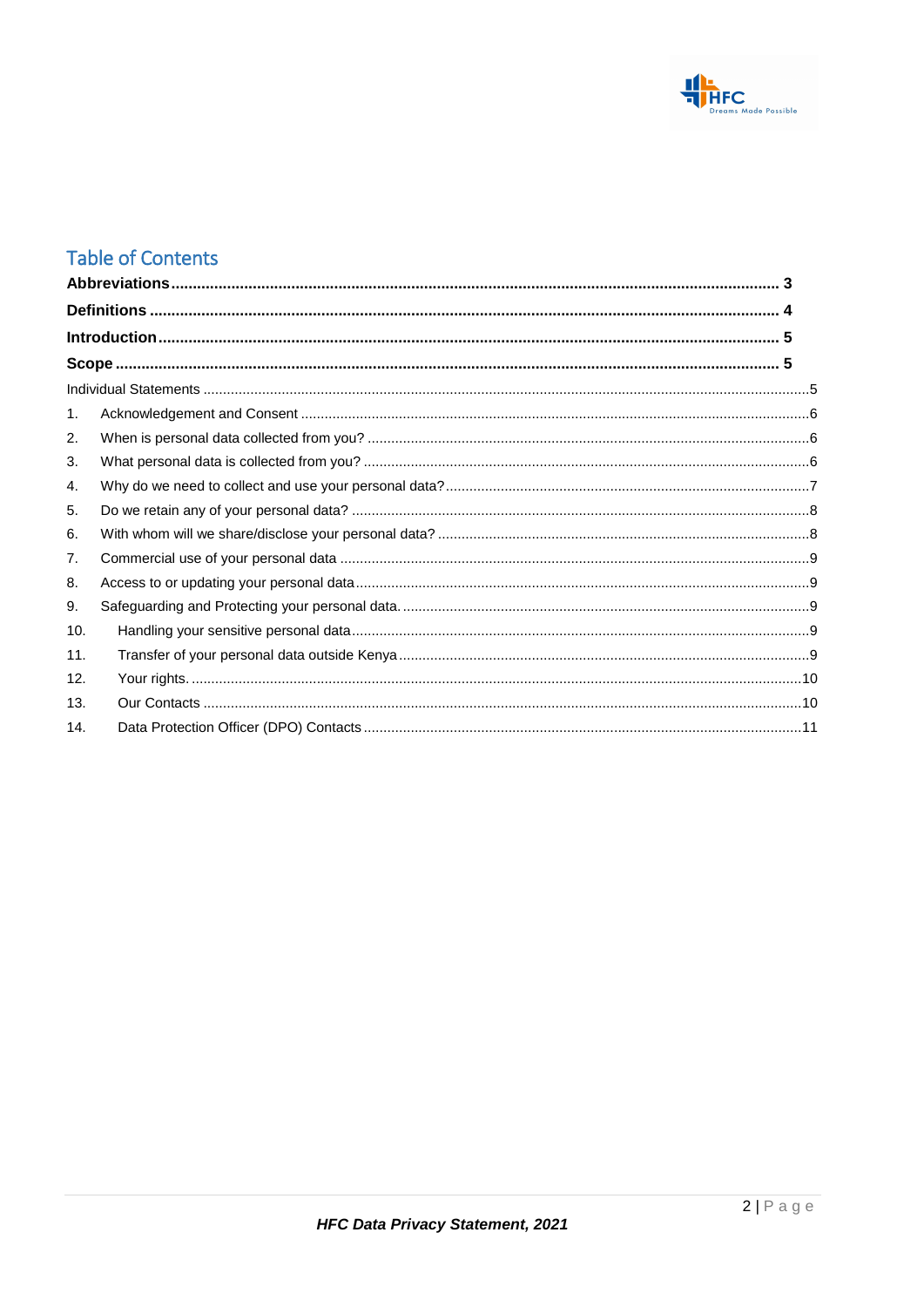## Table of Contents

**Abbreviations** ........ **3**

**Definitions** ........ **4**

**Introduction** ........ **5**

**Scope** ........ **5**

Individual Statements ........ 5

1. Acknowledgement and Consent ........ 6
2. When is personal data collected from you? ........ 6
3. What personal data is collected from you? ........ 6
4. Why do we need to collect and use your personal data? ........ 7
5. Do we retain any of your personal data? ........ 8
6. With whom will we share/disclose your personal data? ........ 8
7. Commercial use of your personal data ........ 9
8. Access to or updating your personal data ........ 9
9. Safeguarding and Protecting your personal data. ........ 9
10. Handling your sensitive personal data ........ 9
11. Transfer of your personal data outside Kenya ........ 9
12. Your rights. ........ 10
13. Our Contacts ........ 10
14. Data Protection Officer (DPO) Contacts ........ 11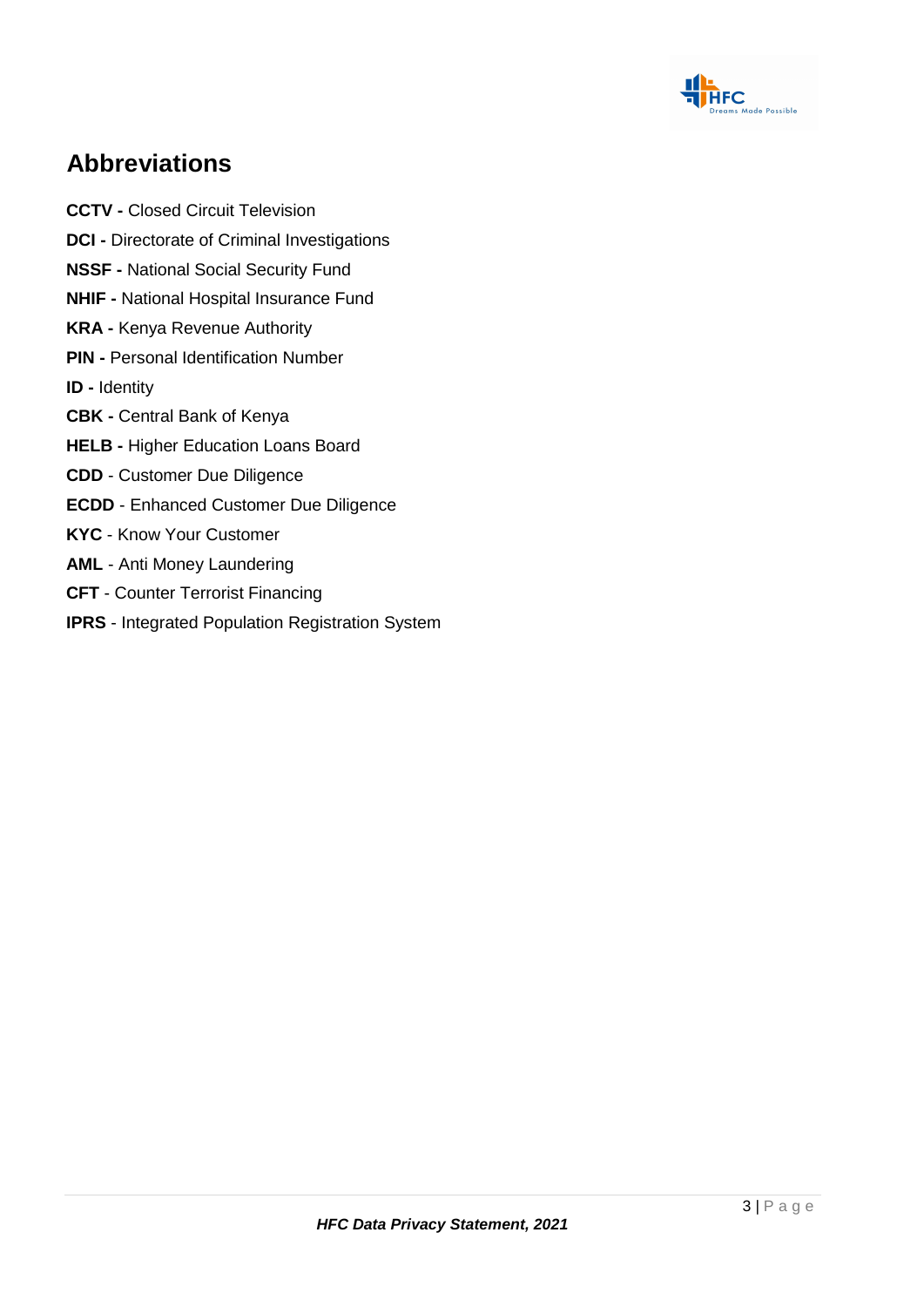## Abbreviations

**CCTV -** Closed Circuit Television

**DCI -** Directorate of Criminal Investigations

**NSSF -** National Social Security Fund

**NHIF -** National Hospital Insurance Fund

**KRA -** Kenya Revenue Authority

**PIN -** Personal Identification Number

**ID -** Identity

**CBK -** Central Bank of Kenya

**HELB -** Higher Education Loans Board

**CDD** - Customer Due Diligence

**ECDD** - Enhanced Customer Due Diligence

**KYC** - Know Your Customer

**AML** - Anti Money Laundering

**CFT** - Counter Terrorist Financing

**IPRS** - Integrated Population Registration System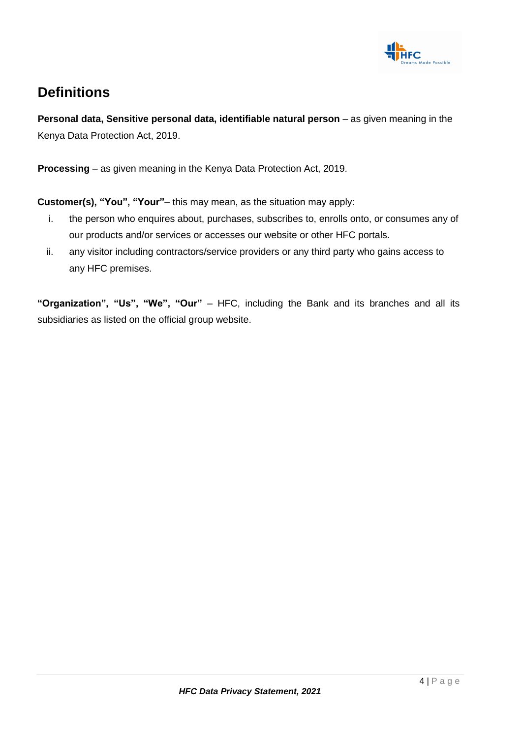## Definitions

**Personal data, Sensitive personal data, identifiable natural person** – as given meaning in the Kenya Data Protection Act, 2019.

**Processing** – as given meaning in the Kenya Data Protection Act, 2019.

**Customer(s), "You", "Your"**– this may mean, as the situation may apply:

i. the person who enquires about, purchases, subscribes to, enrolls onto, or consumes any of our products and/or services or accesses our website or other HFC portals.

ii. any visitor including contractors/service providers or any third party who gains access to any HFC premises.

**"Organization", "Us", "We", "Our"** – HFC, including the Bank and its branches and all its subsidiaries as listed on the official group website.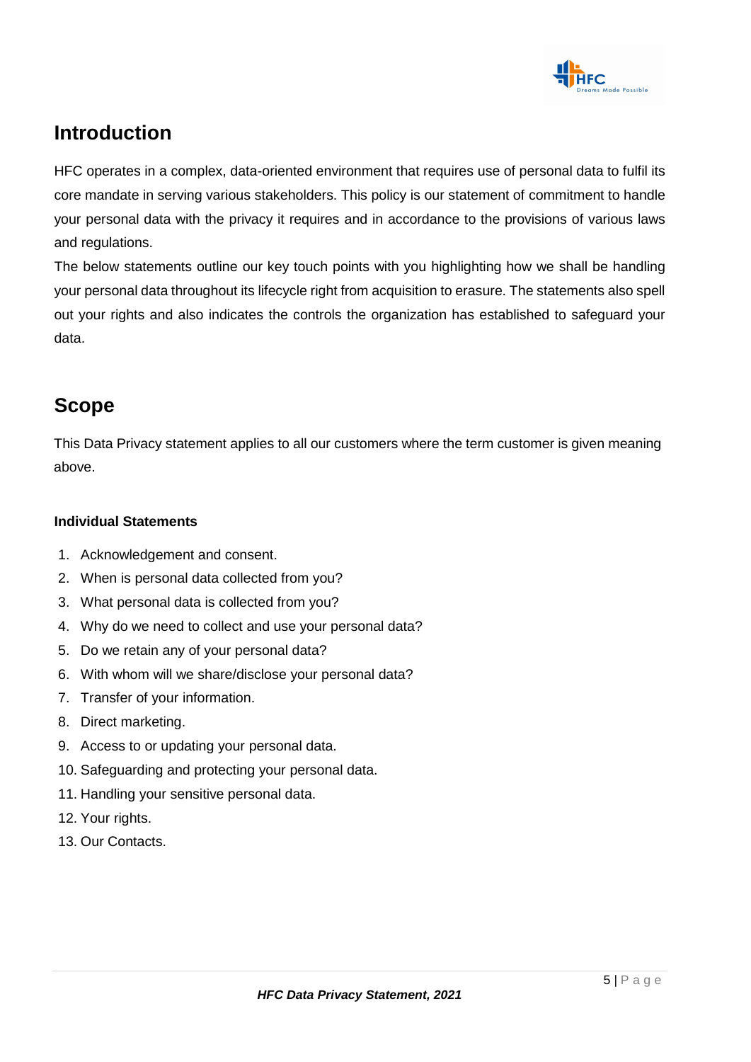## Introduction

HFC operates in a complex, data-oriented environment that requires use of personal data to fulfil its core mandate in serving various stakeholders. This policy is our statement of commitment to handle your personal data with the privacy it requires and in accordance to the provisions of various laws and regulations.

The below statements outline our key touch points with you highlighting how we shall be handling your personal data throughout its lifecycle right from acquisition to erasure. The statements also spell out your rights and also indicates the controls the organization has established to safeguard your data.

## Scope

This Data Privacy statement applies to all our customers where the term customer is given meaning above.

**Individual Statements**

1. Acknowledgement and consent.
2. When is personal data collected from you?
3. What personal data is collected from you?
4. Why do we need to collect and use your personal data?
5. Do we retain any of your personal data?
6. With whom will we share/disclose your personal data?
7. Transfer of your information.
8. Direct marketing.
9. Access to or updating your personal data.
10. Safeguarding and protecting your personal data.
11. Handling your sensitive personal data.
12. Your rights.
13. Our Contacts.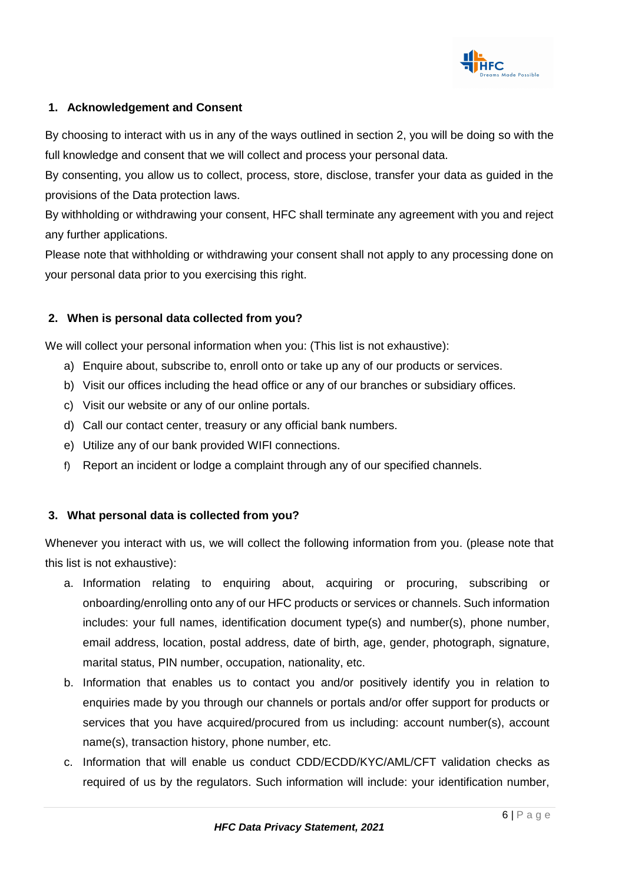## 1. Acknowledgement and Consent

By choosing to interact with us in any of the ways outlined in section 2, you will be doing so with the full knowledge and consent that we will collect and process your personal data.

By consenting, you allow us to collect, process, store, disclose, transfer your data as guided in the provisions of the Data protection laws.

By withholding or withdrawing your consent, HFC shall terminate any agreement with you and reject any further applications.

Please note that withholding or withdrawing your consent shall not apply to any processing done on your personal data prior to you exercising this right.

## 2. When is personal data collected from you?

We will collect your personal information when you: (This list is not exhaustive):

a) Enquire about, subscribe to, enroll onto or take up any of our products or services.
b) Visit our offices including the head office or any of our branches or subsidiary offices.
c) Visit our website or any of our online portals.
d) Call our contact center, treasury or any official bank numbers.
e) Utilize any of our bank provided WIFI connections.
f) Report an incident or lodge a complaint through any of our specified channels.

## 3. What personal data is collected from you?

Whenever you interact with us, we will collect the following information from you. (please note that this list is not exhaustive):

a. Information relating to enquiring about, acquiring or procuring, subscribing or onboarding/enrolling onto any of our HFC products or services or channels. Such information includes: your full names, identification document type(s) and number(s), phone number, email address, location, postal address, date of birth, age, gender, photograph, signature, marital status, PIN number, occupation, nationality, etc.
b. Information that enables us to contact you and/or positively identify you in relation to enquiries made by you through our channels or portals and/or offer support for products or services that you have acquired/procured from us including: account number(s), account name(s), transaction history, phone number, etc.
c. Information that will enable us conduct CDD/ECDD/KYC/AML/CFT validation checks as required of us by the regulators. Such information will include: your identification number,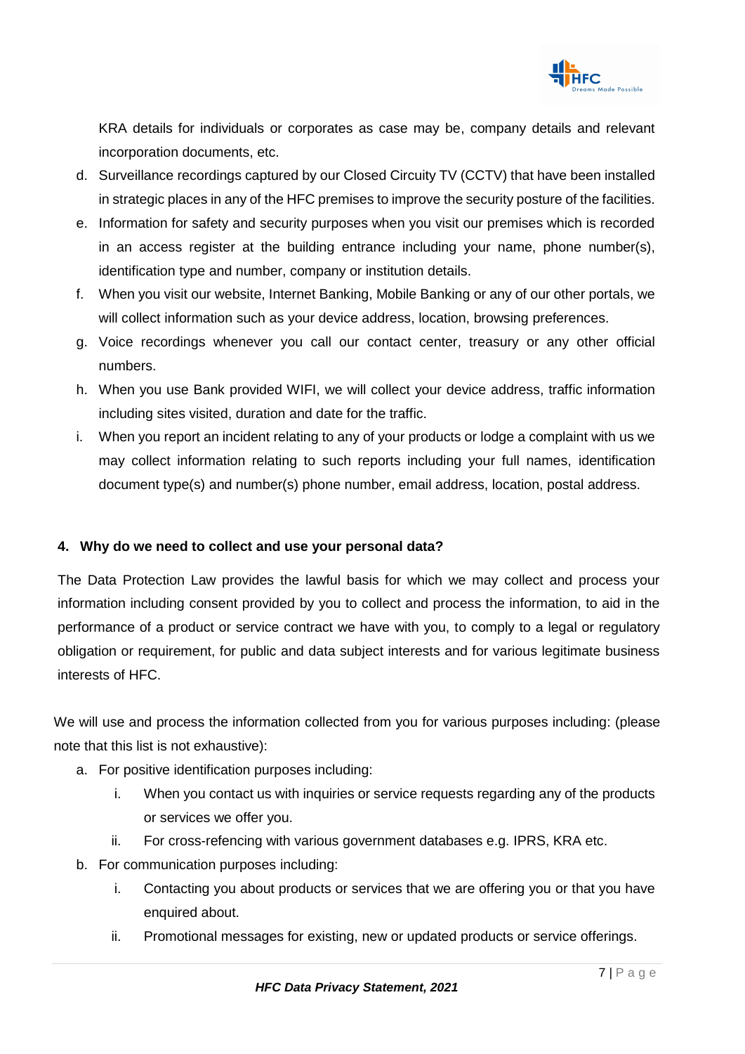KRA details for individuals or corporates as case may be, company details and relevant incorporation documents, etc.

d. Surveillance recordings captured by our Closed Circuity TV (CCTV) that have been installed in strategic places in any of the HFC premises to improve the security posture of the facilities.
e. Information for safety and security purposes when you visit our premises which is recorded in an access register at the building entrance including your name, phone number(s), identification type and number, company or institution details.
f. When you visit our website, Internet Banking, Mobile Banking or any of our other portals, we will collect information such as your device address, location, browsing preferences.
g. Voice recordings whenever you call our contact center, treasury or any other official numbers.
h. When you use Bank provided WIFI, we will collect your device address, traffic information including sites visited, duration and date for the traffic.
i. When you report an incident relating to any of your products or lodge a complaint with us we may collect information relating to such reports including your full names, identification document type(s) and number(s) phone number, email address, location, postal address.

## 4. Why do we need to collect and use your personal data?

The Data Protection Law provides the lawful basis for which we may collect and process your information including consent provided by you to collect and process the information, to aid in the performance of a product or service contract we have with you, to comply to a legal or regulatory obligation or requirement, for public and data subject interests and for various legitimate business interests of HFC.

We will use and process the information collected from you for various purposes including: (please note that this list is not exhaustive):

a. For positive identification purposes including:
    i. When you contact us with inquiries or service requests regarding any of the products or services we offer you.
    ii. For cross-refencing with various government databases e.g. IPRS, KRA etc.
b. For communication purposes including:
    i. Contacting you about products or services that we are offering you or that you have enquired about.
    ii. Promotional messages for existing, new or updated products or service offerings.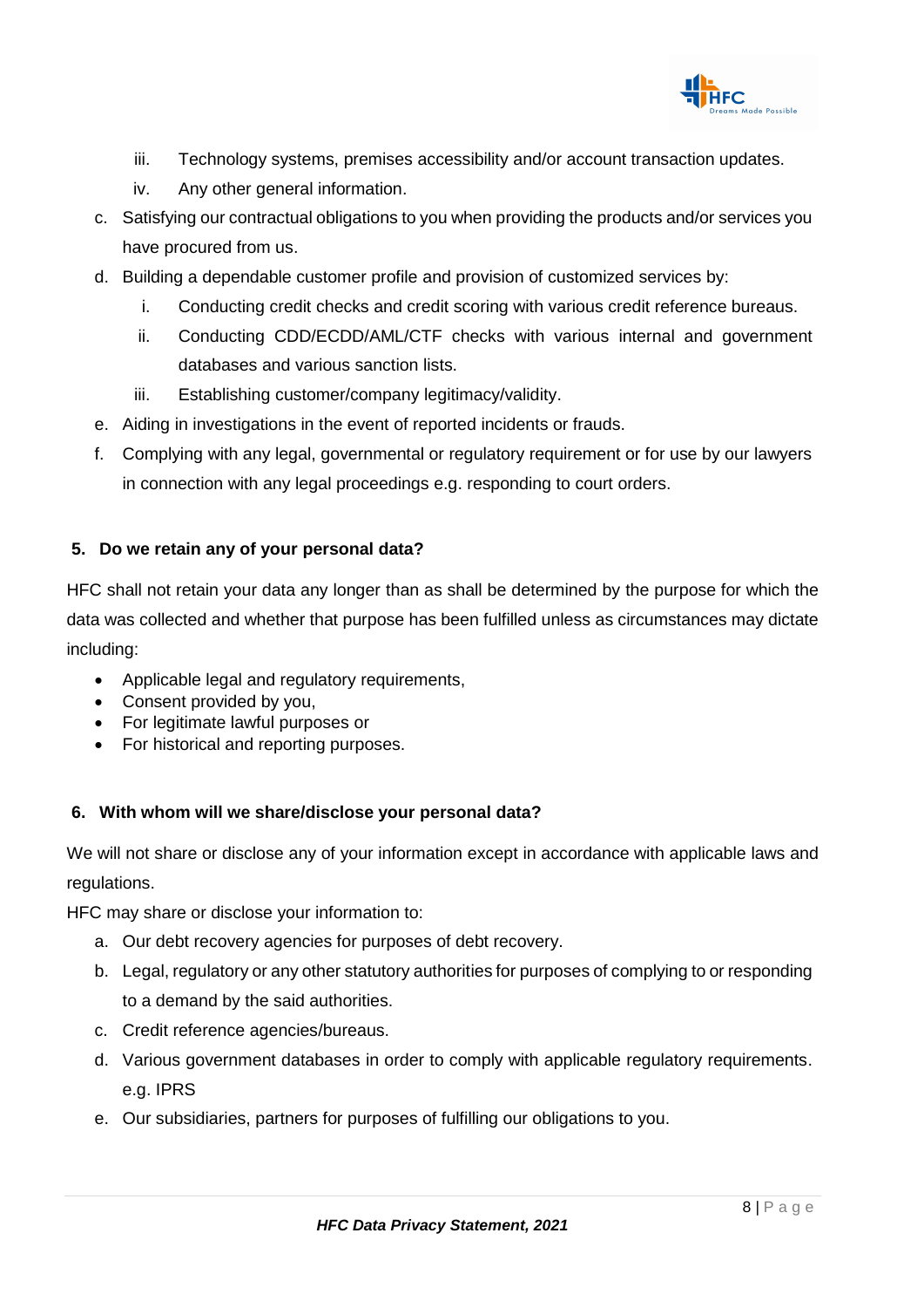iii. Technology systems, premises accessibility and/or account transaction updates.
   iv. Any other general information.

c. Satisfying our contractual obligations to you when providing the products and/or services you have procured from us.
d. Building a dependable customer profile and provision of customized services by:
   i. Conducting credit checks and credit scoring with various credit reference bureaus.
   ii. Conducting CDD/ECDD/AML/CTF checks with various internal and government databases and various sanction lists.
   iii. Establishing customer/company legitimacy/validity.
e. Aiding in investigations in the event of reported incidents or frauds.
f. Complying with any legal, governmental or regulatory requirement or for use by our lawyers in connection with any legal proceedings e.g. responding to court orders.

## 5. Do we retain any of your personal data?

HFC shall not retain your data any longer than as shall be determined by the purpose for which the data was collected and whether that purpose has been fulfilled unless as circumstances may dictate including:

- Applicable legal and regulatory requirements,
- Consent provided by you,
- For legitimate lawful purposes or
- For historical and reporting purposes.

## 6. With whom will we share/disclose your personal data?

We will not share or disclose any of your information except in accordance with applicable laws and regulations.

HFC may share or disclose your information to:

a. Our debt recovery agencies for purposes of debt recovery.
b. Legal, regulatory or any other statutory authorities for purposes of complying to or responding to a demand by the said authorities.
c. Credit reference agencies/bureaus.
d. Various government databases in order to comply with applicable regulatory requirements. e.g. IPRS
e. Our subsidiaries, partners for purposes of fulfilling our obligations to you.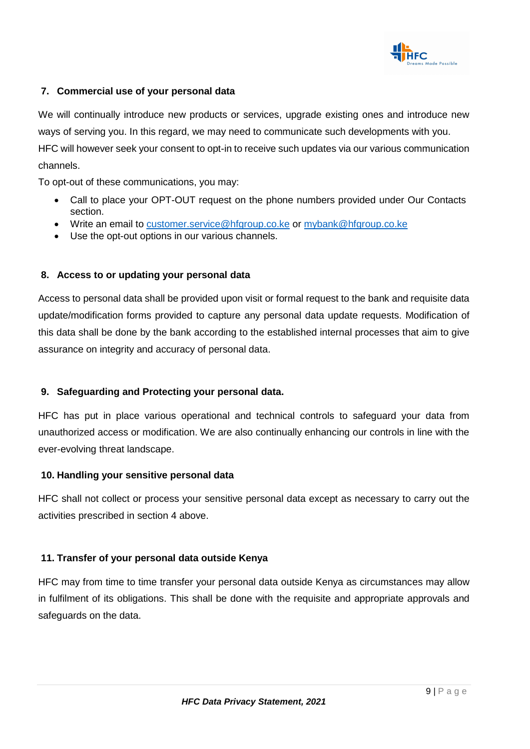## 7. Commercial use of your personal data

We will continually introduce new products or services, upgrade existing ones and introduce new ways of serving you. In this regard, we may need to communicate such developments with you. HFC will however seek your consent to opt-in to receive such updates via our various communication channels.

To opt-out of these communications, you may:

- Call to place your OPT-OUT request on the phone numbers provided under Our Contacts section.
- Write an email to customer.service@hfgroup.co.ke or mybank@hfgroup.co.ke
- Use the opt-out options in our various channels.

## 8. Access to or updating your personal data

Access to personal data shall be provided upon visit or formal request to the bank and requisite data update/modification forms provided to capture any personal data update requests. Modification of this data shall be done by the bank according to the established internal processes that aim to give assurance on integrity and accuracy of personal data.

## 9. Safeguarding and Protecting your personal data.

HFC has put in place various operational and technical controls to safeguard your data from unauthorized access or modification. We are also continually enhancing our controls in line with the ever-evolving threat landscape.

## 10. Handling your sensitive personal data

HFC shall not collect or process your sensitive personal data except as necessary to carry out the activities prescribed in section 4 above.

## 11. Transfer of your personal data outside Kenya

HFC may from time to time transfer your personal data outside Kenya as circumstances may allow in fulfilment of its obligations. This shall be done with the requisite and appropriate approvals and safeguards on the data.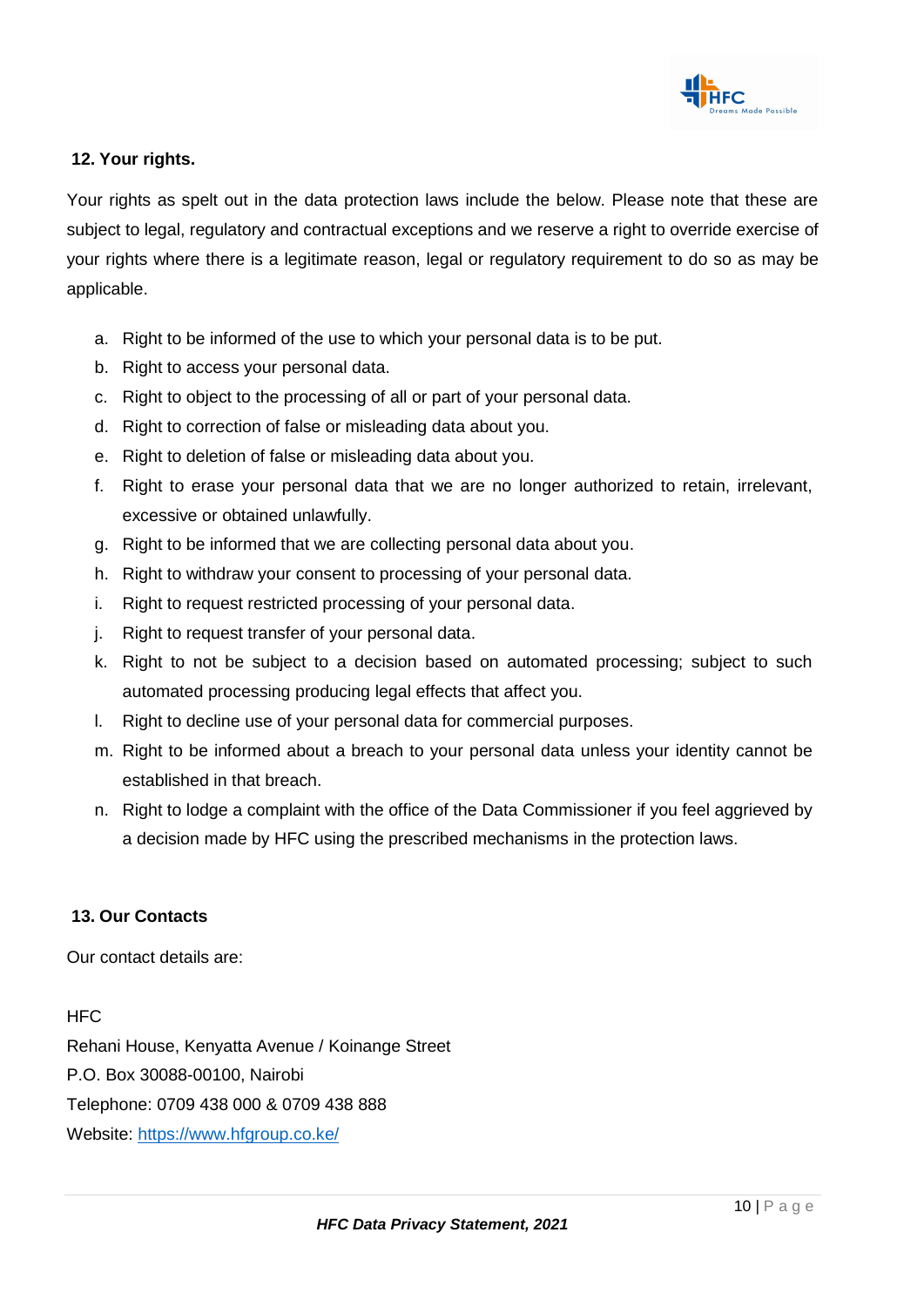## 12. Your rights.

Your rights as spelt out in the data protection laws include the below. Please note that these are subject to legal, regulatory and contractual exceptions and we reserve a right to override exercise of your rights where there is a legitimate reason, legal or regulatory requirement to do so as may be applicable.

a. Right to be informed of the use to which your personal data is to be put.
b. Right to access your personal data.
c. Right to object to the processing of all or part of your personal data.
d. Right to correction of false or misleading data about you.
e. Right to deletion of false or misleading data about you.
f. Right to erase your personal data that we are no longer authorized to retain, irrelevant, excessive or obtained unlawfully.
g. Right to be informed that we are collecting personal data about you.
h. Right to withdraw your consent to processing of your personal data.
i. Right to request restricted processing of your personal data.
j. Right to request transfer of your personal data.
k. Right to not be subject to a decision based on automated processing; subject to such automated processing producing legal effects that affect you.
l. Right to decline use of your personal data for commercial purposes.
m. Right to be informed about a breach to your personal data unless your identity cannot be established in that breach.
n. Right to lodge a complaint with the office of the Data Commissioner if you feel aggrieved by a decision made by HFC using the prescribed mechanisms in the protection laws.

## 13. Our Contacts

Our contact details are:

HFC  
Rehani House, Kenyatta Avenue / Koinange Street  
P.O. Box 30088-00100, Nairobi  
Telephone: 0709 438 000 & 0709 438 888  
Website: https://www.hfgroup.co.ke/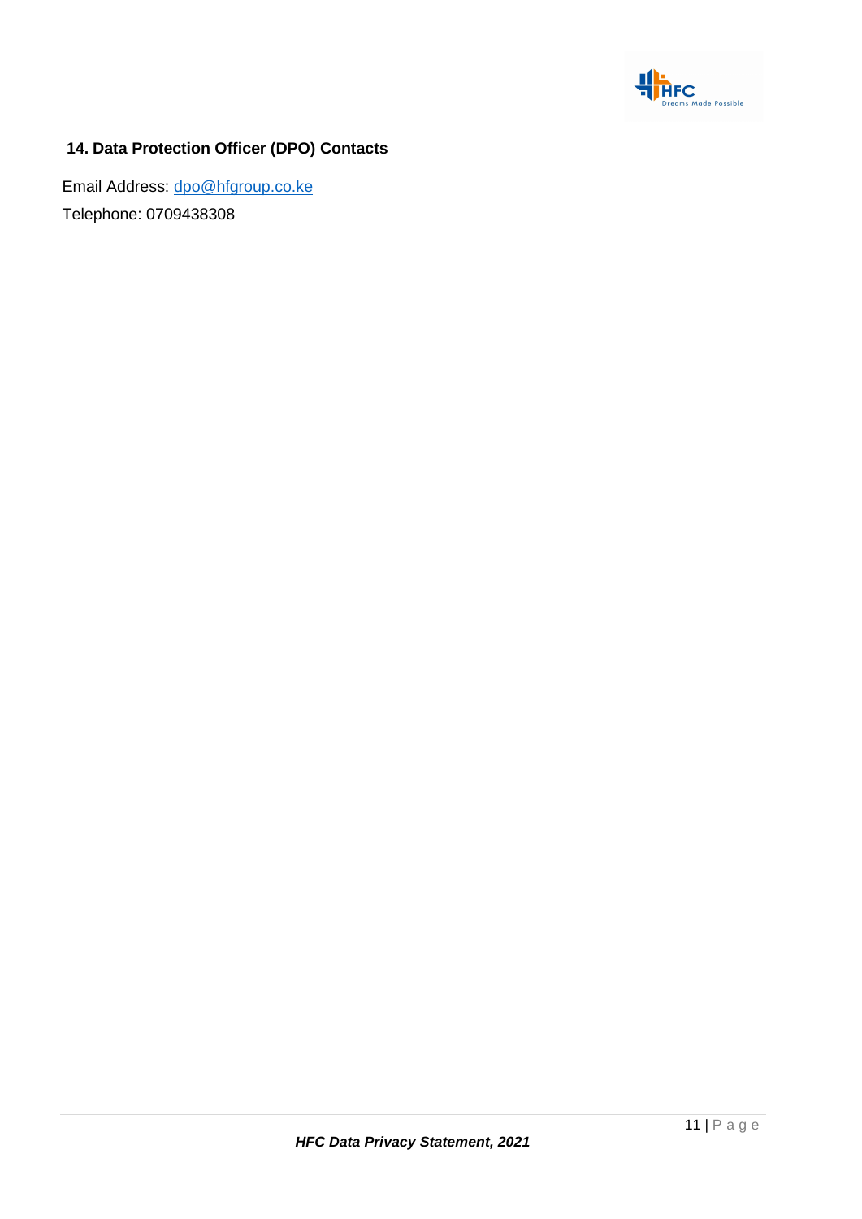## 14. Data Protection Officer (DPO) Contacts

Email Address: dpo@hfgroup.co.ke

Telephone: 0709438308